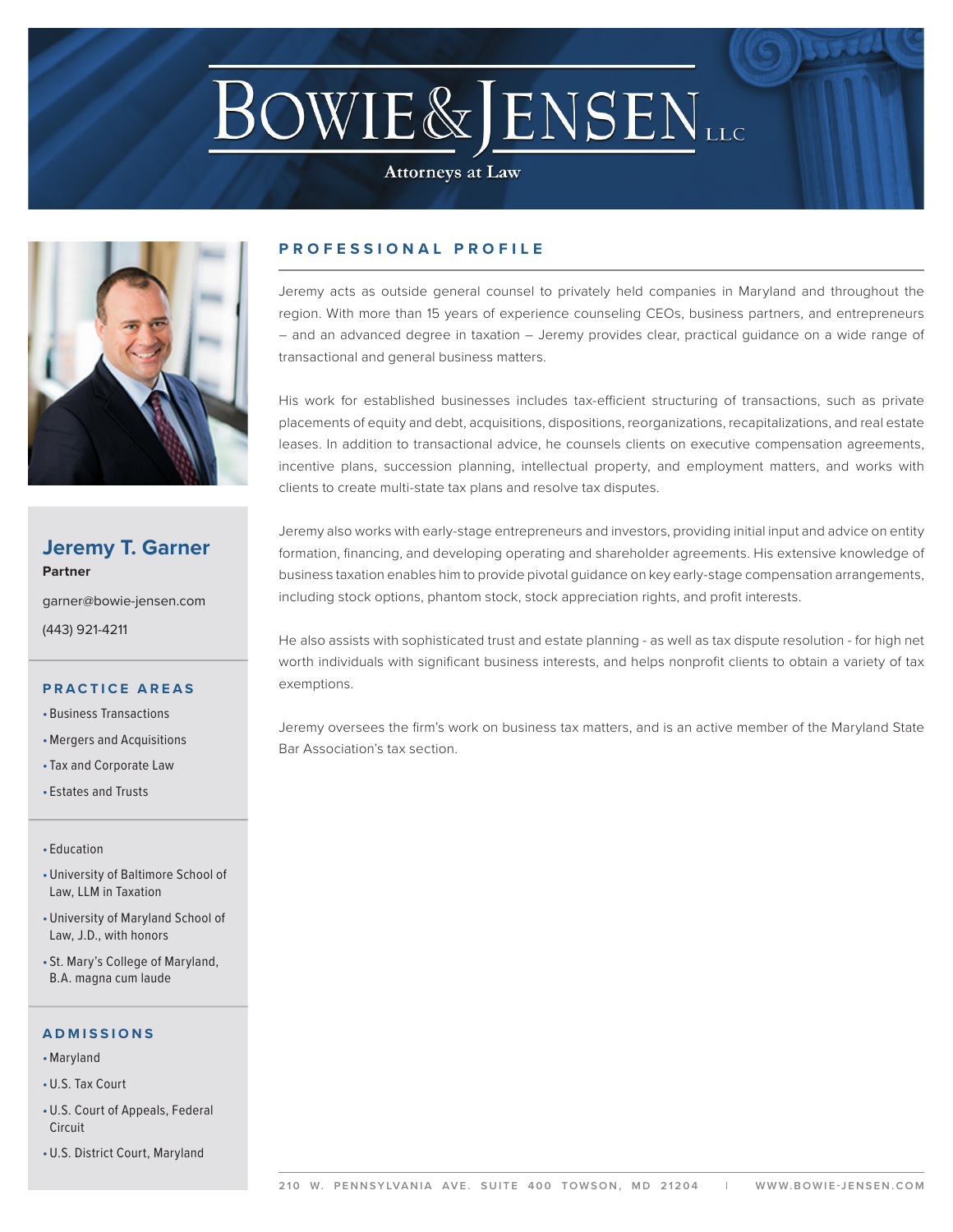# BOWIE & JENSEN LLC

Attorneys at Law

## Jeremy T. Garner

**Partner**

garner@bowie-jensen.com

(443) 921-4211

### PRACTICE AREAS

- Business Transactions
- Mergers and Acquisitions
- Tax and Corporate Law
- Estates and Trusts

- Education
- University of Baltimore School of Law, LLM in Taxation
- University of Maryland School of Law, J.D., with honors
- St. Mary's College of Maryland, B.A. magna cum laude

### ADMISSIONS

- Maryland
- U.S. Tax Court
- U.S. Court of Appeals, Federal Circuit
- U.S. District Court, Maryland

## PROFESSIONAL PROFILE

Jeremy acts as outside general counsel to privately held companies in Maryland and throughout the region. With more than 15 years of experience counseling CEOs, business partners, and entrepreneurs – and an advanced degree in taxation – Jeremy provides clear, practical guidance on a wide range of transactional and general business matters.

His work for established businesses includes tax-efficient structuring of transactions, such as private placements of equity and debt, acquisitions, dispositions, reorganizations, recapitalizations, and real estate leases. In addition to transactional advice, he counsels clients on executive compensation agreements, incentive plans, succession planning, intellectual property, and employment matters, and works with clients to create multi-state tax plans and resolve tax disputes.

Jeremy also works with early-stage entrepreneurs and investors, providing initial input and advice on entity formation, financing, and developing operating and shareholder agreements. His extensive knowledge of business taxation enables him to provide pivotal guidance on key early-stage compensation arrangements, including stock options, phantom stock, stock appreciation rights, and profit interests.

He also assists with sophisticated trust and estate planning - as well as tax dispute resolution - for high net worth individuals with significant business interests, and helps nonprofit clients to obtain a variety of tax exemptions.

Jeremy oversees the firm's work on business tax matters, and is an active member of the Maryland State Bar Association's tax section.

210 W. PENNSYLVANIA AVE. SUITE 400 TOWSON, MD 21204 | WWW.BOWIE-JENSEN.COM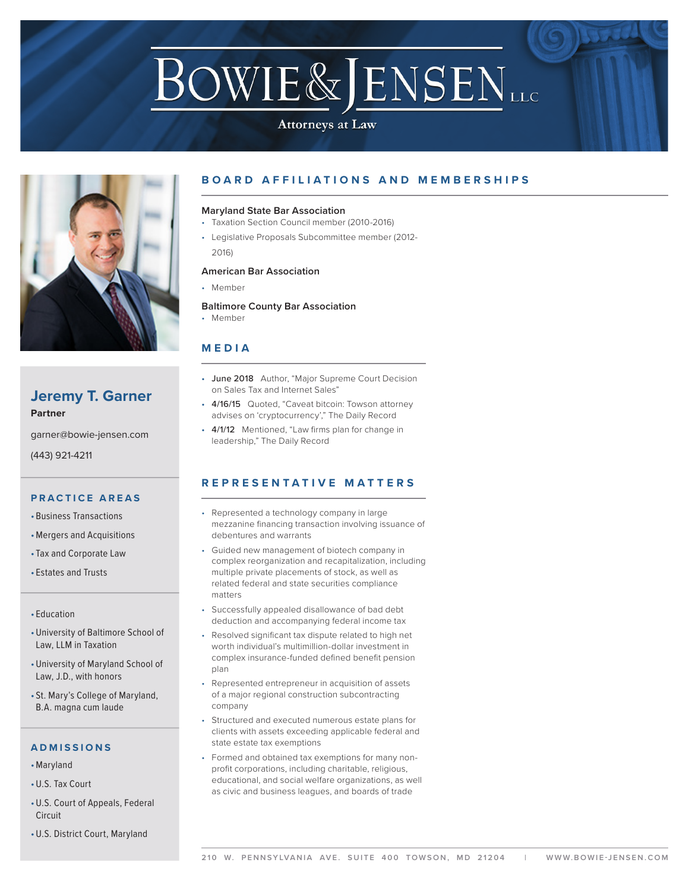# Bowie & Jensen LLC

Attorneys at Law

## Jeremy T. Garner

**Partner**

garner@bowie-jensen.com

(443) 921-4211

### PRACTICE AREAS

- Business Transactions
- Mergers and Acquisitions
- Tax and Corporate Law
- Estates and Trusts

- Education
- University of Baltimore School of Law, LLM in Taxation
- University of Maryland School of Law, J.D., with honors
- St. Mary's College of Maryland, B.A. magna cum laude

### ADMISSIONS

- Maryland
- U.S. Tax Court
- U.S. Court of Appeals, Federal Circuit
- U.S. District Court, Maryland

## BOARD AFFILIATIONS AND MEMBERSHIPS

**Maryland State Bar Association**

- Taxation Section Council member (2010-2016)
- Legislative Proposals Subcommittee member (2012-2016)

**American Bar Association**

- Member

**Baltimore County Bar Association**

- Member

## MEDIA

- **June 2018** Author, "Major Supreme Court Decision on Sales Tax and Internet Sales"
- **4/16/15** Quoted, "Caveat bitcoin: Towson attorney advises on 'cryptocurrency'," The Daily Record
- **4/1/12** Mentioned, "Law firms plan for change in leadership," The Daily Record

## REPRESENTATIVE MATTERS

- Represented a technology company in large mezzanine financing transaction involving issuance of debentures and warrants
- Guided new management of biotech company in complex reorganization and recapitalization, including multiple private placements of stock, as well as related federal and state securities compliance matters
- Successfully appealed disallowance of bad debt deduction and accompanying federal income tax
- Resolved significant tax dispute related to high net worth individual's multimillion-dollar investment in complex insurance-funded defined benefit pension plan
- Represented entrepreneur in acquisition of assets of a major regional construction subcontracting company
- Structured and executed numerous estate plans for clients with assets exceeding applicable federal and state estate tax exemptions
- Formed and obtained tax exemptions for many non-profit corporations, including charitable, religious, educational, and social welfare organizations, as well as civic and business leagues, and boards of trade

210 W. Pennsylvania Ave. Suite 400 Towson, MD 21204 | www.bowie-jensen.com